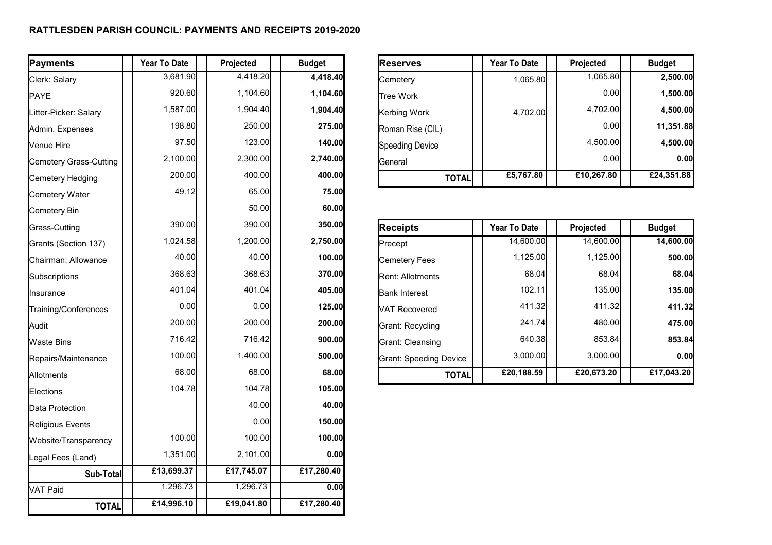**RATTLESDEN PARISH COUNCIL: PAYMENTS AND RECEIPTS 2019-2020**

| Payments | Year To Date | Projected | Budget |
|---|---|---|---|
| Clerk: Salary | 3,681.90 | 4,418.20 | **4,418.40** |
| PAYE | 920.60 | 1,104.60 | **1,104.60** |
| Litter-Picker: Salary | 1,587.00 | 1,904.40 | **1,904.40** |
| Admin. Expenses | 198.80 | 250.00 | **275.00** |
| Venue Hire | 97.50 | 123.00 | **140.00** |
| Cemetery Grass-Cutting | 2,100.00 | 2,300.00 | **2,740.00** |
| Cemetery Hedging | 200.00 | 400.00 | **400.00** |
| Cemetery Water | 49.12 | 65.00 | **75.00** |
| Cemetery Bin | | 50.00 | **60.00** |
| Grass-Cutting | 390.00 | 390.00 | **350.00** |
| Grants (Section 137) | 1,024.58 | 1,200.00 | **2,750.00** |
| Chairman: Allowance | 40.00 | 40.00 | **100.00** |
| Subscriptions | 368.63 | 368.63 | **370.00** |
| Insurance | 401.04 | 401.04 | **405.00** |
| Training/Conferences | 0.00 | 0.00 | **125.00** |
| Audit | 200.00 | 200.00 | **200.00** |
| Waste Bins | 716.42 | 716.42 | **900.00** |
| Repairs/Maintenance | 100.00 | 1,400.00 | **500.00** |
| Allotments | 68.00 | 68.00 | **68.00** |
| Elections | 104.78 | 104.78 | **105.00** |
| Data Protection | | 40.00 | **40.00** |
| Religious Events | | 0.00 | **150.00** |
| Website/Transparency | 100.00 | 100.00 | **100.00** |
| Legal Fees (Land) | 1,351.00 | 2,101.00 | **0.00** |
| **Sub-Total** | **£13,699.37** | **£17,745.07** | **£17,280.40** |
| VAT Paid | 1,296.73 | 1,296.73 | **0.00** |
| **TOTAL** | **£14,996.10** | **£19,041.80** | **£17,280.40** |

| Reserves | Year To Date | Projected | Budget |
|---|---|---|---|
| Cemetery | 1,065.80 | 1,065.80 | **2,500.00** |
| Tree Work | | 0.00 | **1,500.00** |
| Kerbing Work | 4,702.00 | 4,702.00 | **4,500.00** |
| Roman Rise (CIL) | | 0.00 | **11,351.88** |
| Speeding Device | | 4,500.00 | **4,500.00** |
| General | | 0.00 | **0.00** |
| **TOTAL** | **£5,767.80** | **£10,267.80** | **£24,351.88** |

| Receipts | Year To Date | Projected | Budget |
|---|---|---|---|
| Precept | 14,600.00 | 14,600.00 | **14,600.00** |
| Cemetery Fees | 1,125.00 | 1,125.00 | **500.00** |
| Rent: Allotments | 68.04 | 68.04 | **68.04** |
| Bank Interest | 102.11 | 135.00 | **135.00** |
| VAT Recovered | 411.32 | 411.32 | **411.32** |
| Grant: Recycling | 241.74 | 480.00 | **475.00** |
| Grant: Cleansing | 640.38 | 853.84 | **853.84** |
| Grant: Speeding Device | 3,000.00 | 3,000.00 | **0.00** |
| **TOTAL** | **£20,188.59** | **£20,673.20** | **£17,043.20** |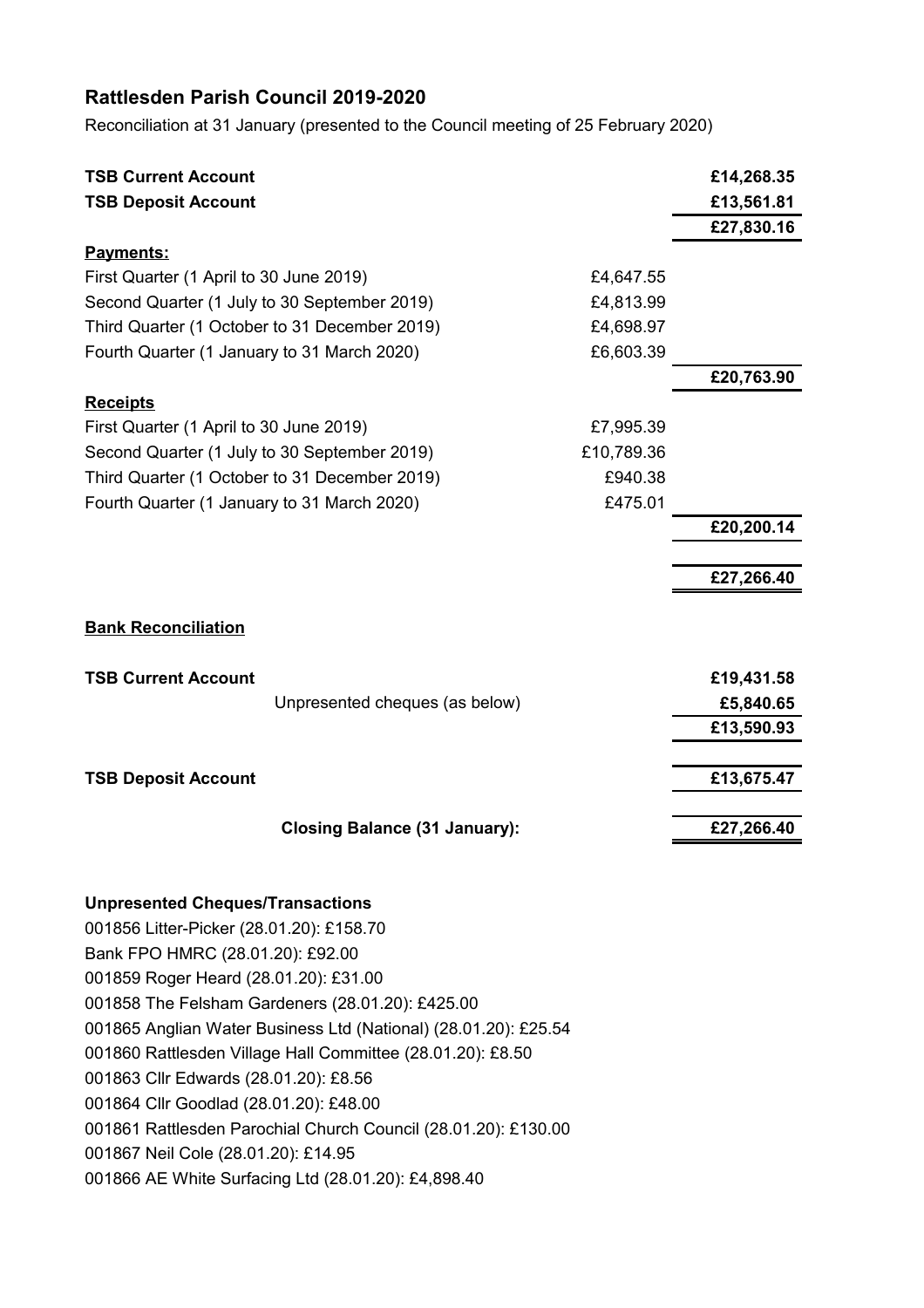## Rattlesden Parish Council 2019-2020

Reconciliation at 31 January (presented to the Council meeting of 25 February 2020)

| | | |
|---|---|---|
| **TSB Current Account** | | **£14,268.35** |
| **TSB Deposit Account** | | **£13,561.81** |
| | | **£27,830.16** |
| **Payments:** | | |
| First Quarter (1 April to 30 June 2019) | £4,647.55 | |
| Second Quarter (1 July to 30 September 2019) | £4,813.99 | |
| Third Quarter (1 October to 31 December 2019) | £4,698.97 | |
| Fourth Quarter (1 January to 31 March 2020) | £6,603.39 | |
| | | **£20,763.90** |
| **Receipts** | | |
| First Quarter (1 April to 30 June 2019) | £7,995.39 | |
| Second Quarter (1 July to 30 September 2019) | £10,789.36 | |
| Third Quarter (1 October to 31 December 2019) | £940.38 | |
| Fourth Quarter (1 January to 31 March 2020) | £475.01 | |
| | | **£20,200.14** |
| | | **£27,266.40** |

**Bank Reconciliation**

| | | |
|---|---|---|
| **TSB Current Account** | | **£19,431.58** |
| | Unpresented cheques (as below) | **£5,840.65** |
| | | **£13,590.93** |
| **TSB Deposit Account** | | **£13,675.47** |
| | **Closing Balance (31 January):** | **£27,266.40** |

**Unpresented Cheques/Transactions**

001856 Litter-Picker (28.01.20): £158.70
Bank FPO HMRC (28.01.20): £92.00
001859 Roger Heard (28.01.20): £31.00
001858 The Felsham Gardeners (28.01.20): £425.00
001865 Anglian Water Business Ltd (National) (28.01.20): £25.54
001860 Rattlesden Village Hall Committee (28.01.20): £8.50
001863 Cllr Edwards (28.01.20): £8.56
001864 Cllr Goodlad (28.01.20): £48.00
001861 Rattlesden Parochial Church Council (28.01.20): £130.00
001867 Neil Cole (28.01.20): £14.95
001866 AE White Surfacing Ltd (28.01.20): £4,898.40